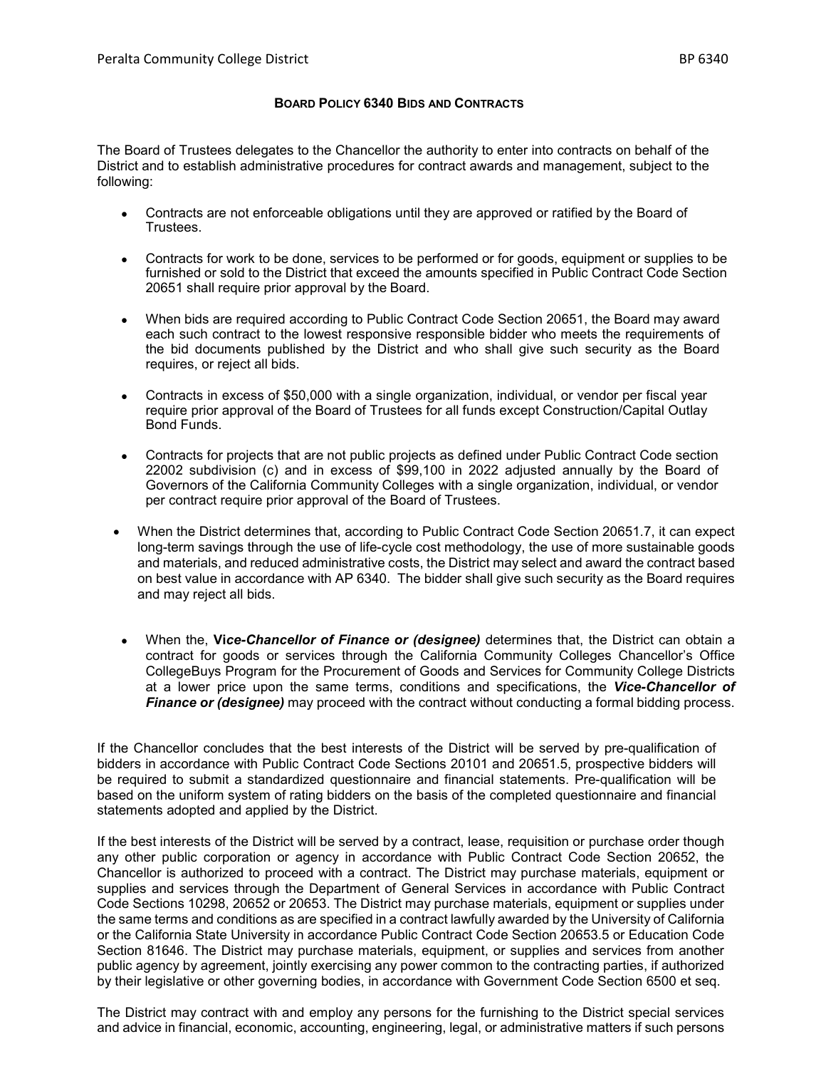# BOARD POLICY 6340 BIDS AND CONTRACTS

The Board of Trustees delegates to the Chancellor the authority to enter into contracts on behalf of the District and to establish administrative procedures for contract awards and management, subject to the following:

- Contracts are not enforceable obligations until they are approved or ratified by the Board of Trustees.
- Contracts for work to be done, services to be performed or for goods, equipment or supplies to be furnished or sold to the District that exceed the amounts specified in Public Contract Code Section 20651 shall require prior approval by the Board.
- When bids are required according to Public Contract Code Section 20651, the Board may award each such contract to the lowest responsive responsible bidder who meets the requirements of the bid documents published by the District and who shall give such security as the Board requires, or reject all bids.
- Contracts in excess of $50,000 with a single organization, individual, or vendor per fiscal year require prior approval of the Board of Trustees for all funds except Construction/Capital Outlay Bond Funds.
- Contracts for projects that are not public projects as defined under Public Contract Code section 22002 subdivision (c) and in excess of $99,100 in 2022 adjusted annually by the Board of Governors of the California Community Colleges with a single organization, individual, or vendor per contract require prior approval of the Board of Trustees.
- When the District determines that, according to Public Contract Code Section 20651.7, it can expect long-term savings through the use of life-cycle cost methodology, the use of more sustainable goods and materials, and reduced administrative costs, the District may select and award the contract based on best value in accordance with AP 6340. The bidder shall give such security as the Board requires and may reject all bids.
- When the, ***Vice-Chancellor of Finance or (designee)*** determines that, the District can obtain a contract for goods or services through the California Community Colleges Chancellor's Office CollegeBuys Program for the Procurement of Goods and Services for Community College Districts at a lower price upon the same terms, conditions and specifications, the ***Vice-Chancellor of Finance or (designee)*** may proceed with the contract without conducting a formal bidding process.

If the Chancellor concludes that the best interests of the District will be served by pre-qualification of bidders in accordance with Public Contract Code Sections 20101 and 20651.5, prospective bidders will be required to submit a standardized questionnaire and financial statements. Pre-qualification will be based on the uniform system of rating bidders on the basis of the completed questionnaire and financial statements adopted and applied by the District.

If the best interests of the District will be served by a contract, lease, requisition or purchase order though any other public corporation or agency in accordance with Public Contract Code Section 20652, the Chancellor is authorized to proceed with a contract. The District may purchase materials, equipment or supplies and services through the Department of General Services in accordance with Public Contract Code Sections 10298, 20652 or 20653. The District may purchase materials, equipment or supplies under the same terms and conditions as are specified in a contract lawfully awarded by the University of California or the California State University in accordance Public Contract Code Section 20653.5 or Education Code Section 81646. The District may purchase materials, equipment, or supplies and services from another public agency by agreement, jointly exercising any power common to the contracting parties, if authorized by their legislative or other governing bodies, in accordance with Government Code Section 6500 et seq.

The District may contract with and employ any persons for the furnishing to the District special services and advice in financial, economic, accounting, engineering, legal, or administrative matters if such persons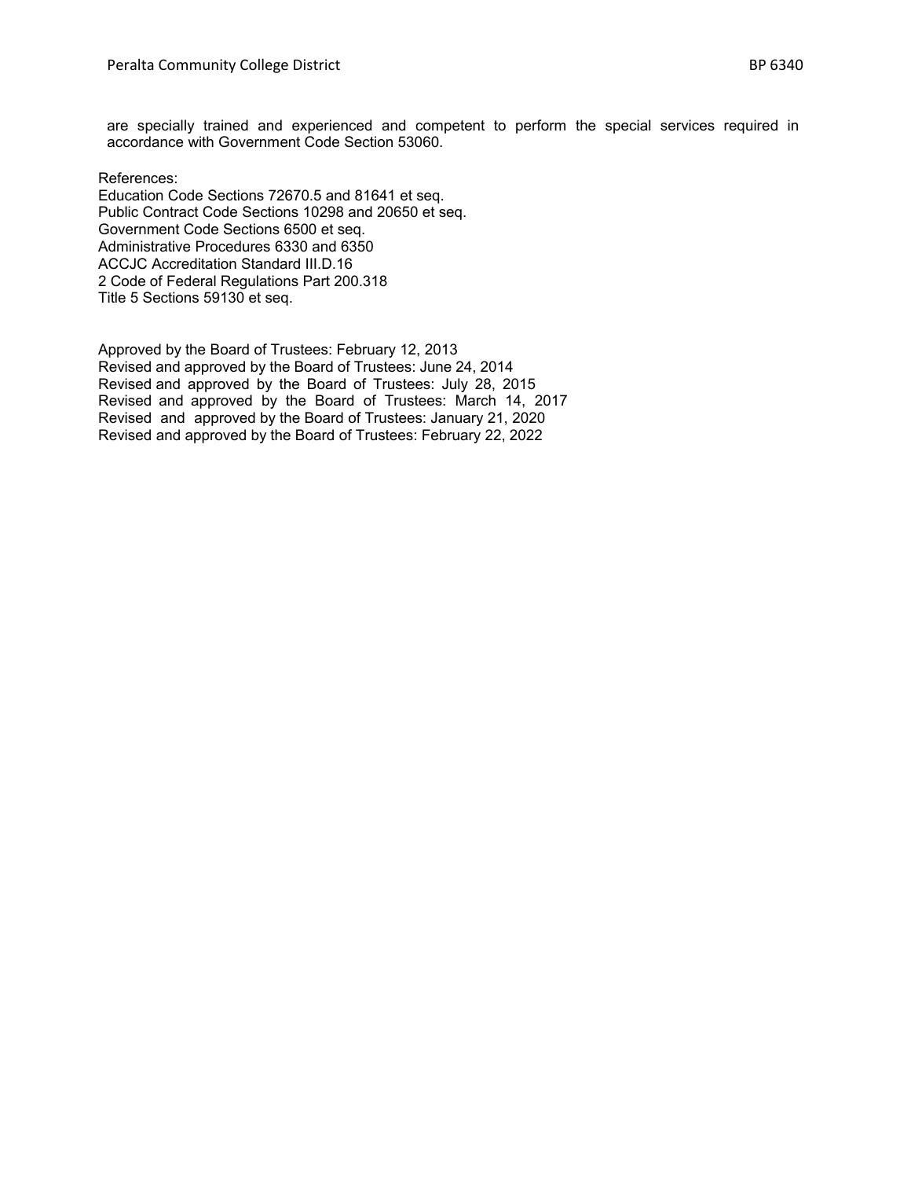are specially trained and experienced and competent to perform the special services required in accordance with Government Code Section 53060.

References:
Education Code Sections 72670.5 and 81641 et seq.
Public Contract Code Sections 10298 and 20650 et seq.
Government Code Sections 6500 et seq.
Administrative Procedures 6330 and 6350
ACCJC Accreditation Standard III.D.16
2 Code of Federal Regulations Part 200.318
Title 5 Sections 59130 et seq.

Approved by the Board of Trustees: February 12, 2013
Revised and approved by the Board of Trustees: June 24, 2014
Revised and approved by the Board of Trustees: July 28, 2015
Revised and approved by the Board of Trustees: March 14, 2017
Revised and approved by the Board of Trustees: January 21, 2020
Revised and approved by the Board of Trustees: February 22, 2022